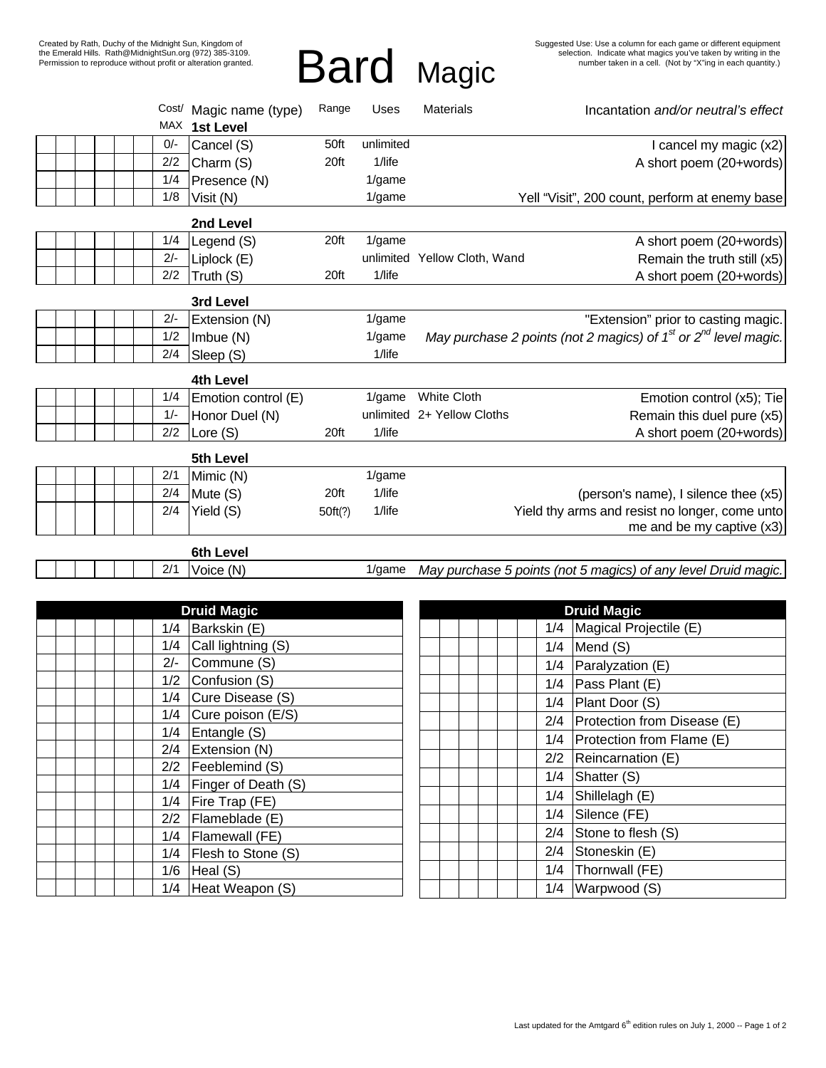Created by Rath, Duchy of the Midnight Sun, Kingdom of the Emerald Hills. Rath@MidnightSun.org (972) 385-3109. Permission to reproduce without profit or alteration granted.

# Bard Magic

Suggested Use: Use a column for each game or different equipment selection. Indicate what magics you've taken by writing in the number taken in a cell. (Not by "X"ing in each quantity.)

| | | | | | | | Cost/ MAX | Magic name (type) | Range | Uses | Materials | Incantation *and/or neutral's effect* |
|---|---|---|---|---|---|---|---|---|---|---|---|---|
| | | | | | | | | **1st Level** | | | | |
| | | | | | | | 0/- | Cancel (S) | 50ft | unlimited | | I cancel my magic (x2) |
| | | | | | | | 2/2 | Charm (S) | 20ft | 1/life | | A short poem (20+words) |
| | | | | | | | 1/4 | Presence (N) | | 1/game | | |
| | | | | | | | 1/8 | Visit (N) | | 1/game | | Yell "Visit", 200 count, perform at enemy base |
| | | | | | | | | **2nd Level** | | | | |
| | | | | | | | 1/4 | Legend (S) | 20ft | 1/game | | A short poem (20+words) |
| | | | | | | | 2/- | Liplock (E) | | unlimited | Yellow Cloth, Wand | Remain the truth still (x5) |
| | | | | | | | 2/2 | Truth (S) | 20ft | 1/life | | A short poem (20+words) |
| | | | | | | | | **3rd Level** | | | | |
| | | | | | | | 2/- | Extension (N) | | 1/game | | "Extension" prior to casting magic. |
| | | | | | | | 1/2 | Imbue (N) | | 1/game | | *May purchase 2 points (not 2 magics) of 1st or 2nd level magic.* |
| | | | | | | | 2/4 | Sleep (S) | | 1/life | | |
| | | | | | | | | **4th Level** | | | | |
| | | | | | | | 1/4 | Emotion control (E) | | 1/game | White Cloth | Emotion control (x5); Tie |
| | | | | | | | 1/- | Honor Duel (N) | | unlimited | 2+ Yellow Cloths | Remain this duel pure (x5) |
| | | | | | | | 2/2 | Lore (S) | 20ft | 1/life | | A short poem (20+words) |
| | | | | | | | | **5th Level** | | | | |
| | | | | | | | 2/1 | Mimic (N) | | 1/game | | |
| | | | | | | | 2/4 | Mute (S) | 20ft | 1/life | | (person's name), I silence thee (x5) |
| | | | | | | | 2/4 | Yield (S) | 50ft(?) | 1/life | | Yield thy arms and resist no longer, come unto me and be my captive (x3) |
| | | | | | | | | **6th Level** | | | | |
| | | | | | | | 2/1 | Voice (N) | | 1/game | | *May purchase 5 points (not 5 magics) of any level Druid magic.* |

| | | | | | | | | Druid Magic |
|---|---|---|---|---|---|---|---|---|
| | | | | | | | 1/4 | Barkskin (E) |
| | | | | | | | 1/4 | Call lightning (S) |
| | | | | | | | 2/- | Commune (S) |
| | | | | | | | 1/2 | Confusion (S) |
| | | | | | | | 1/4 | Cure Disease (S) |
| | | | | | | | 1/4 | Cure poison (E/S) |
| | | | | | | | 1/4 | Entangle (S) |
| | | | | | | | 2/4 | Extension (N) |
| | | | | | | | 2/2 | Feeblemind (S) |
| | | | | | | | 1/4 | Finger of Death (S) |
| | | | | | | | 1/4 | Fire Trap (FE) |
| | | | | | | | 2/2 | Flameblade (E) |
| | | | | | | | 1/4 | Flamewall (FE) |
| | | | | | | | 1/4 | Flesh to Stone (S) |
| | | | | | | | 1/6 | Heal (S) |
| | | | | | | | 1/4 | Heat Weapon (S) |

| | | | | | | | | Druid Magic |
|---|---|---|---|---|---|---|---|---|
| | | | | | | | 1/4 | Magical Projectile (E) |
| | | | | | | | 1/4 | Mend (S) |
| | | | | | | | 1/4 | Paralyzation (E) |
| | | | | | | | 1/4 | Pass Plant (E) |
| | | | | | | | 1/4 | Plant Door (S) |
| | | | | | | | 2/4 | Protection from Disease (E) |
| | | | | | | | 1/4 | Protection from Flame (E) |
| | | | | | | | 2/2 | Reincarnation (E) |
| | | | | | | | 1/4 | Shatter (S) |
| | | | | | | | 1/4 | Shillelagh (E) |
| | | | | | | | 1/4 | Silence (FE) |
| | | | | | | | 2/4 | Stone to flesh (S) |
| | | | | | | | 2/4 | Stoneskin (E) |
| | | | | | | | 1/4 | Thornwall (FE) |
| | | | | | | | 1/4 | Warpwood (S) |

Last updated for the Amtgard 6th edition rules on July 1, 2000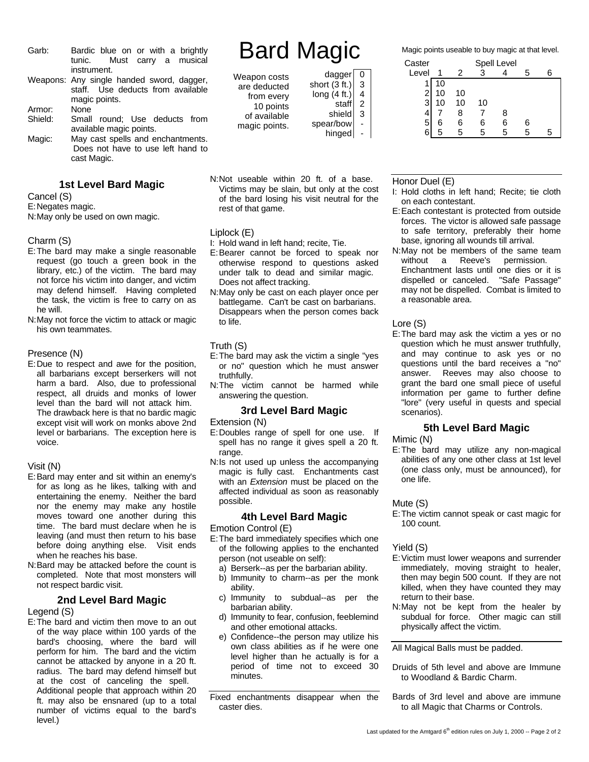Garb: Bardic blue on or with a brightly tunic. Must carry a musical instrument.

Weapons: Any single handed sword, dagger, staff. Use deducts from available magic points.

Armor: None

Shield: Small round; Use deducts from available magic points.

Magic: May cast spells and enchantments. Does not have to use left hand to cast Magic.

# Bard Magic

Weapon costs are deducted from every 10 points of available magic points.

| | |
|---|---|
| dagger | 0 |
| short (3 ft.) | 3 |
| long (4 ft.) | 4 |
| staff | 2 |
| shield | 3 |
| spear/bow | - |
| hinged | - |

Magic points useable to buy magic at that level.

| Caster Level | Spell Level 1 | 2 | 3 | 4 | 5 | 6 |
|---|---|---|---|---|---|---|
| 1 | 10 | | | | | |
| 2 | 10 | 10 | | | | |
| 3 | 10 | 10 | 10 | | | |
| 4 | 7 | 8 | 7 | 8 | | |
| 5 | 6 | 6 | 6 | 6 | 6 | |
| 6 | 5 | 5 | 5 | 5 | 5 | 5 |

### 1st Level Bard Magic

Cancel (S)
- E: Negates magic.
- N: May only be used on own magic.

Charm (S)
- E: The bard may make a single reasonable request (go touch a green book in the library, etc.) of the victim. The bard may not force his victim into danger, and victim may defend himself. Having completed the task, the victim is free to carry on as he will.
- N: May not force the victim to attack or magic his own teammates.

Presence (N)
- E: Due to respect and awe for the position, all barbarians except berserkers will not harm a bard. Also, due to professional respect, all druids and monks of lower level than the bard will not attack him. The drawback here is that no bardic magic except visit will work on monks above 2nd level or barbarians. The exception here is voice.

Visit (N)
- E: Bard may enter and sit within an enemy's for as long as he likes, talking with and entertaining the enemy. Neither the bard nor the enemy may make any hostile moves toward one another during this time. The bard must declare when he is leaving (and must then return to his base before doing anything else. Visit ends when he reaches his base.
- N: Bard may be attacked before the count is completed. Note that most monsters will not respect bardic visit.

### 2nd Level Bard Magic

Legend (S)
- E: The bard and victim then move to an out of the way place within 100 yards of the bard's choosing, where the bard will perform for him. The bard and the victim cannot be attacked by anyone in a 20 ft. radius. The bard may defend himself but at the cost of canceling the spell. Additional people that approach within 20 ft. may also be ensnared (up to a total number of victims equal to the bard's level.)
- N: Not useable within 20 ft. of a base. Victims may be slain, but only at the cost of the bard losing his visit neutral for the rest of that game.

Liplock (E)
- I: Hold wand in left hand; recite, Tie.
- E: Bearer cannot be forced to speak nor otherwise respond to questions asked under talk to dead and similar magic. Does not affect tracking.
- N: May only be cast on each player once per battlegame. Can't be cast on barbarians. Disappears when the person comes back to life.

Truth (S)
- E: The bard may ask the victim a single "yes or no" question which he must answer truthfully.
- N: The victim cannot be harmed while answering the question.

### 3rd Level Bard Magic

Extension (N)
- E: Doubles range of spell for one use. If spell has no range it gives spell a 20 ft. range.
- N: Is not used up unless the accompanying magic is fully cast. Enchantments cast with an *Extension* must be placed on the affected individual as soon as reasonably possible.

### 4th Level Bard Magic

Emotion Control (E)
- E: The bard immediately specifies which one of the following applies to the enchanted person (not useable on self):
  - a) Berserk--as per the barbarian ability.
  - b) Immunity to charm--as per the monk ability.
  - c) Immunity to subdual--as per the barbarian ability.
  - d) Immunity to fear, confusion, feeblemind and other emotional attacks.
  - e) Confidence--the person may utilize his own class abilities as if he were one level higher than he actually is for a period of time not to exceed 30 minutes.

Fixed enchantments disappear when the caster dies.

Honor Duel (E)
- I: Hold cloths in left hand; Recite; tie cloth on each contestant.
- E: Each contestant is protected from outside forces. The victor is allowed safe passage to safe territory, preferably their home base, ignoring all wounds till arrival.
- N: May not be members of the same team without a Reeve's permission. Enchantment lasts until one dies or it is dispelled or canceled. "Safe Passage" may not be dispelled. Combat is limited to a reasonable area.

Lore (S)
- E: The bard may ask the victim a yes or no question which he must answer truthfully, and may continue to ask yes or no questions until the bard receives a "no" answer. Reeves may also choose to grant the bard one small piece of useful information per game to further define "lore" (very useful in quests and special scenarios).

### 5th Level Bard Magic

Mimic (N)
- E: The bard may utilize any non-magical abilities of any one other class at 1st level (one class only, must be announced), for one life.

Mute (S)
- E: The victim cannot speak or cast magic for 100 count.

Yield (S)
- E: Victim must lower weapons and surrender immediately, moving straight to healer, then may begin 500 count. If they are not killed, when they have counted they may return to their base.
- N: May not be kept from the healer by subdual for force. Other magic can still physically affect the victim.

All Magical Balls must be padded.

Druids of 5th level and above are Immune to Woodland & Bardic Charm.

Bards of 3rd level and above are immune to all Magic that Charms or Controls.